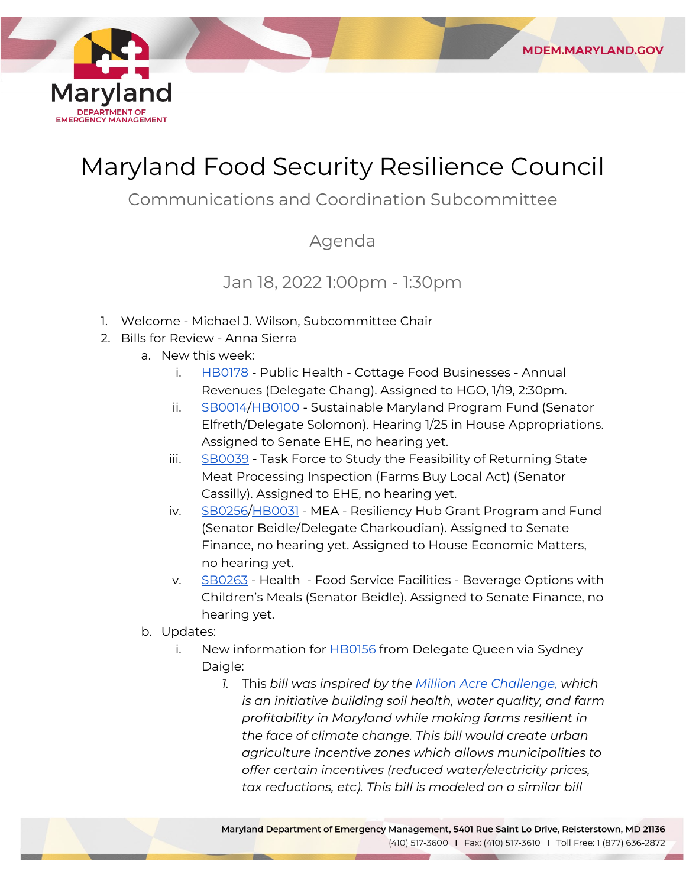# Maryland Food Security Resilience Council

## Communications and Coordination Subcommittee

### Agenda

Jan 18, 2022 1:00pm - 1:30pm

1. Welcome - Michael J. Wilson, Subcommittee Chair
2. Bills for Review - Anna Sierra
   a. New this week:
      i. HB0178 - Public Health - Cottage Food Businesses - Annual Revenues (Delegate Chang). Assigned to HGO, 1/19, 2:30pm.
      ii. SB0014/HB0100 - Sustainable Maryland Program Fund (Senator Elfreth/Delegate Solomon). Hearing 1/25 in House Appropriations. Assigned to Senate EHE, no hearing yet.
      iii. SB0039 - Task Force to Study the Feasibility of Returning State Meat Processing Inspection (Farms Buy Local Act) (Senator Cassilly). Assigned to EHE, no hearing yet.
      iv. SB0256/HB0031 - MEA - Resiliency Hub Grant Program and Fund (Senator Beidle/Delegate Charkoudian). Assigned to Senate Finance, no hearing yet. Assigned to House Economic Matters, no hearing yet.
      v. SB0263 - Health - Food Service Facilities - Beverage Options with Children's Meals (Senator Beidle). Assigned to Senate Finance, no hearing yet.
   b. Updates:
      i. New information for HB0156 from Delegate Queen via Sydney Daigle:
         1. *This bill was inspired by the Million Acre Challenge, which is an initiative building soil health, water quality, and farm profitability in Maryland while making farms resilient in the face of climate change. This bill would create urban agriculture incentive zones which allows municipalities to offer certain incentives (reduced water/electricity prices, tax reductions, etc). This bill is modeled on a similar bill*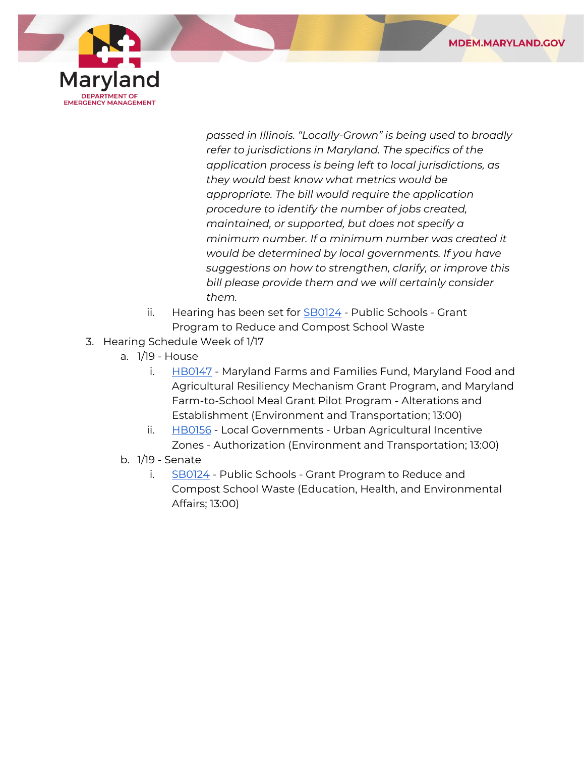*passed in Illinois. "Locally-Grown" is being used to broadly refer to jurisdictions in Maryland. The specifics of the application process is being left to local jurisdictions, as they would best know what metrics would be appropriate. The bill would require the application procedure to identify the number of jobs created, maintained, or supported, but does not specify a minimum number. If a minimum number was created it would be determined by local governments. If you have suggestions on how to strengthen, clarify, or improve this bill please provide them and we will certainly consider them.*

   ii. Hearing has been set for SB0124 - Public Schools - Grant Program to Reduce and Compost School Waste

3. Hearing Schedule Week of 1/17
   a. 1/19 - House
      i. HB0147 - Maryland Farms and Families Fund, Maryland Food and Agricultural Resiliency Mechanism Grant Program, and Maryland Farm-to-School Meal Grant Pilot Program - Alterations and Establishment (Environment and Transportation; 13:00)
      ii. HB0156 - Local Governments - Urban Agricultural Incentive Zones - Authorization (Environment and Transportation; 13:00)
   b. 1/19 - Senate
      i. SB0124 - Public Schools - Grant Program to Reduce and Compost School Waste (Education, Health, and Environmental Affairs; 13:00)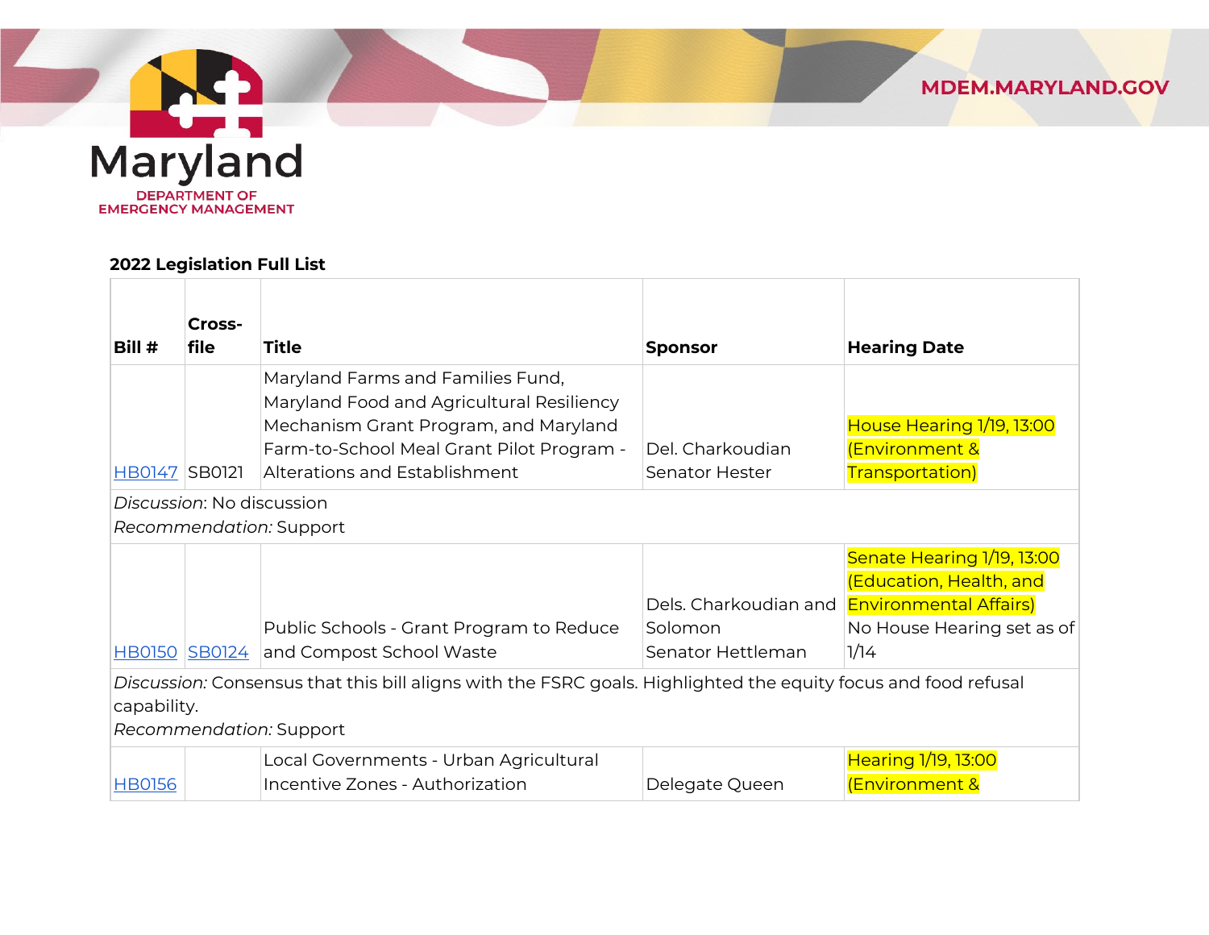**2022 Legislation Full List**

| Bill # | Cross-file | Title | Sponsor | Hearing Date |
|---|---|---|---|---|
| HB0147 | SB0121 | Maryland Farms and Families Fund, Maryland Food and Agricultural Resiliency Mechanism Grant Program, and Maryland Farm-to-School Meal Grant Pilot Program - Alterations and Establishment | Del. Charkoudian Senator Hester | House Hearing 1/19, 13:00 (Environment & Transportation) |
| *Discussion*: No discussion *Recommendation:* Support | | | | |
| HB0150 | SB0124 | Public Schools - Grant Program to Reduce and Compost School Waste | Dels. Charkoudian and Solomon Senator Hettleman | Senate Hearing 1/19, 13:00 (Education, Health, and Environmental Affairs) No House Hearing set as of 1/14 |
| *Discussion:* Consensus that this bill aligns with the FSRC goals. Highlighted the equity focus and food refusal capability. *Recommendation:* Support | | | | |
| HB0156 | | Local Governments - Urban Agricultural Incentive Zones - Authorization | Delegate Queen | Hearing 1/19, 13:00 (Environment & |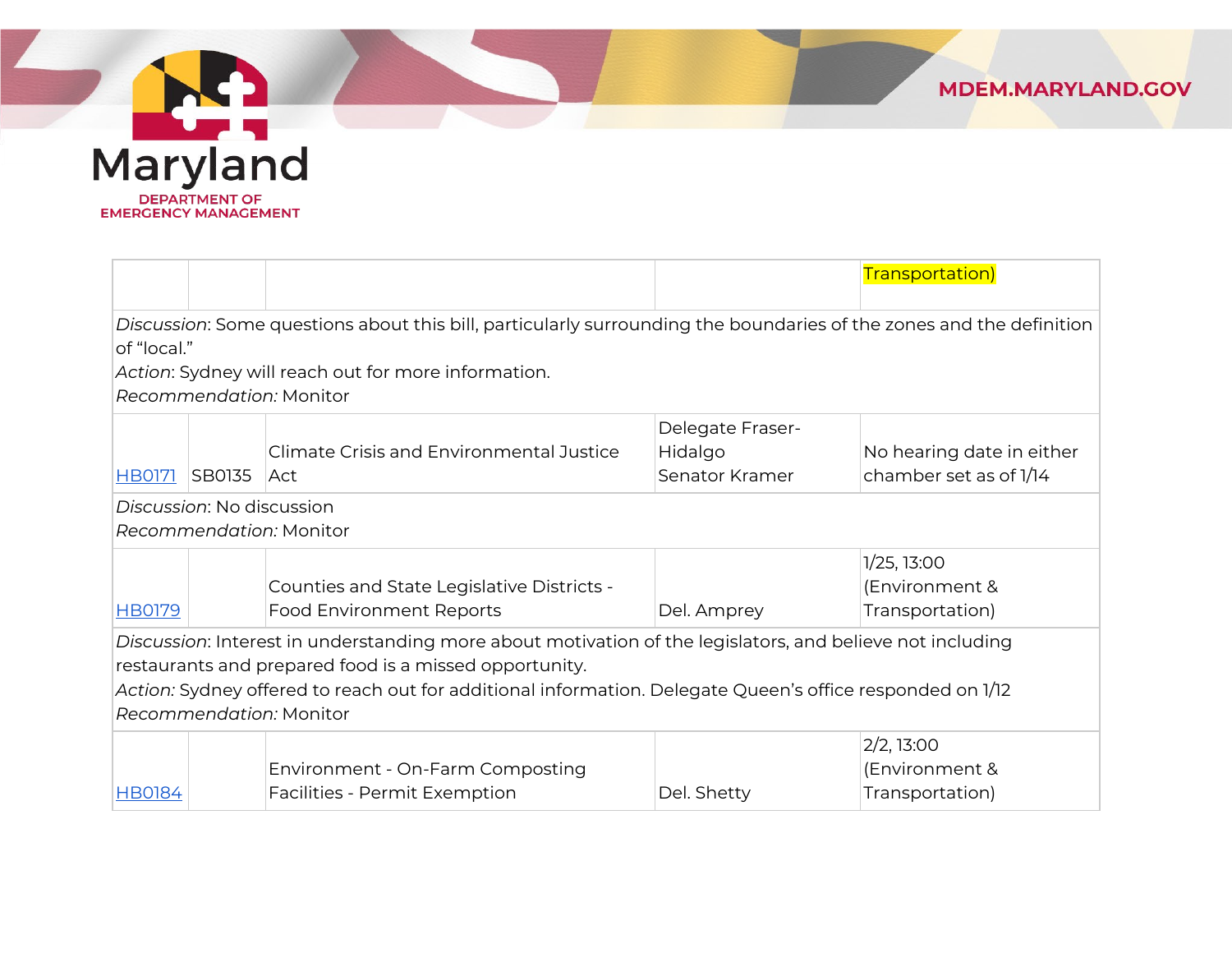| | | | | |
|---|---|---|---|---|
| | | | | Transportation) |
| *Discussion*: Some questions about this bill, particularly surrounding the boundaries of the zones and the definition of “local.”<br>*Action*: Sydney will reach out for more information.<br>*Recommendation:* Monitor | | | | |
| HB0171 | SB0135 | Climate Crisis and Environmental Justice Act | Delegate Fraser-Hidalgo<br>Senator Kramer | No hearing date in either chamber set as of 1/14 |
| *Discussion*: No discussion<br>*Recommendation:* Monitor | | | | |
| HB0179 | | Counties and State Legislative Districts - Food Environment Reports | Del. Amprey | 1/25, 13:00 (Environment & Transportation) |
| *Discussion*: Interest in understanding more about motivation of the legislators, and believe not including restaurants and prepared food is a missed opportunity.<br>*Action:* Sydney offered to reach out for additional information. Delegate Queen’s office responded on 1/12<br>*Recommendation:* Monitor | | | | |
| HB0184 | | Environment - On-Farm Composting Facilities - Permit Exemption | Del. Shetty | 2/2, 13:00 (Environment & Transportation) |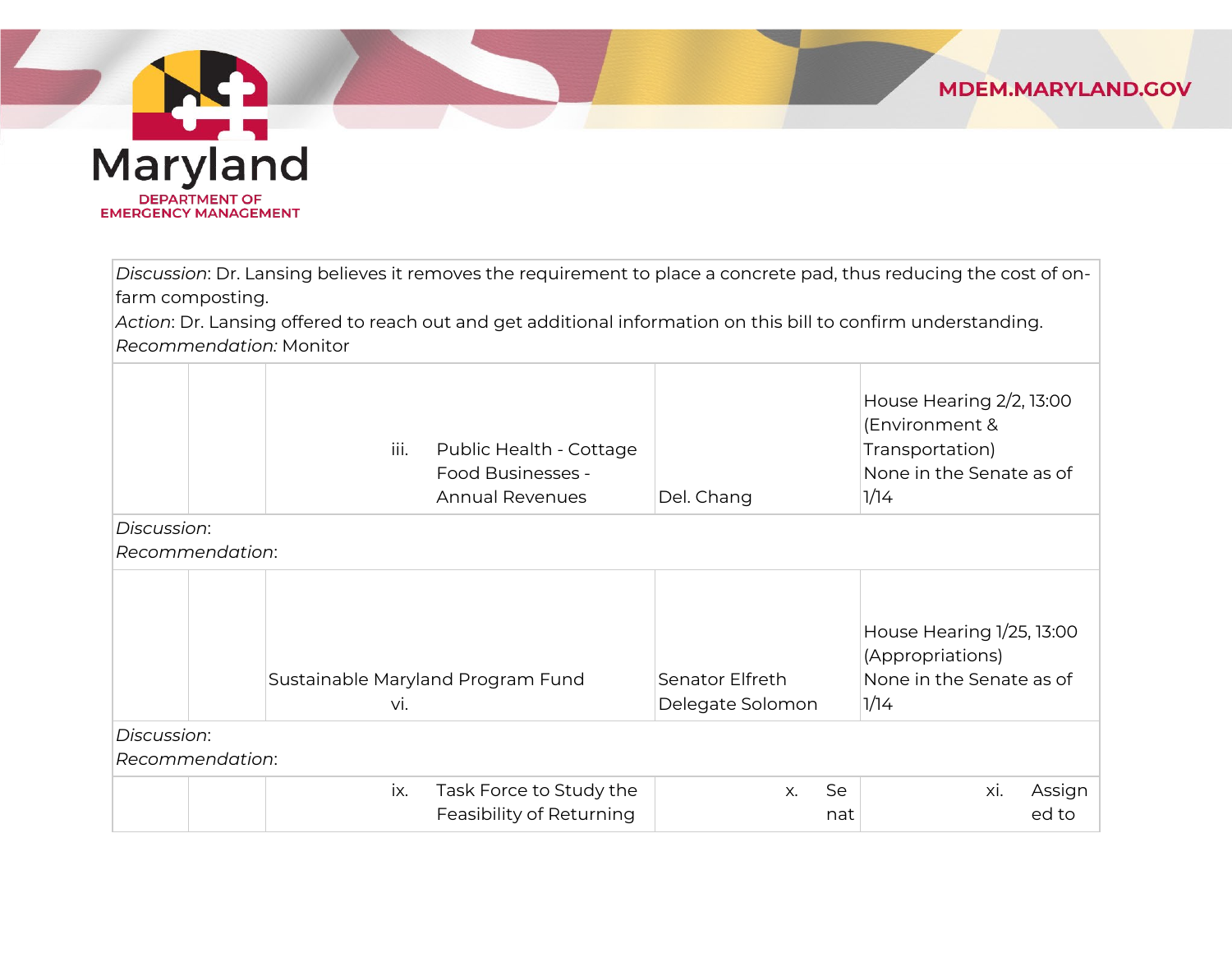*Discussion*: Dr. Lansing believes it removes the requirement to place a concrete pad, thus reducing the cost of on-farm composting.
*Action*: Dr. Lansing offered to reach out and get additional information on this bill to confirm understanding.
*Recommendation:* Monitor

| | | | | |
|---|---|---|---|---|
| | | iii. Public Health - Cottage Food Businesses - Annual Revenues | Del. Chang | House Hearing 2/2, 13:00 (Environment & Transportation) None in the Senate as of 1/14 |

*Discussion*:
*Recommendation*:

| | | | | |
|---|---|---|---|---|
| | | Sustainable Maryland Program Fund vi. | Senator Elfreth Delegate Solomon | House Hearing 1/25, 13:00 (Appropriations) None in the Senate as of 1/14 |

*Discussion*:
*Recommendation*:

| | | | | |
|---|---|---|---|---|
| | | ix. Task Force to Study the Feasibility of Returning | x. Senat | xi. Assigned to |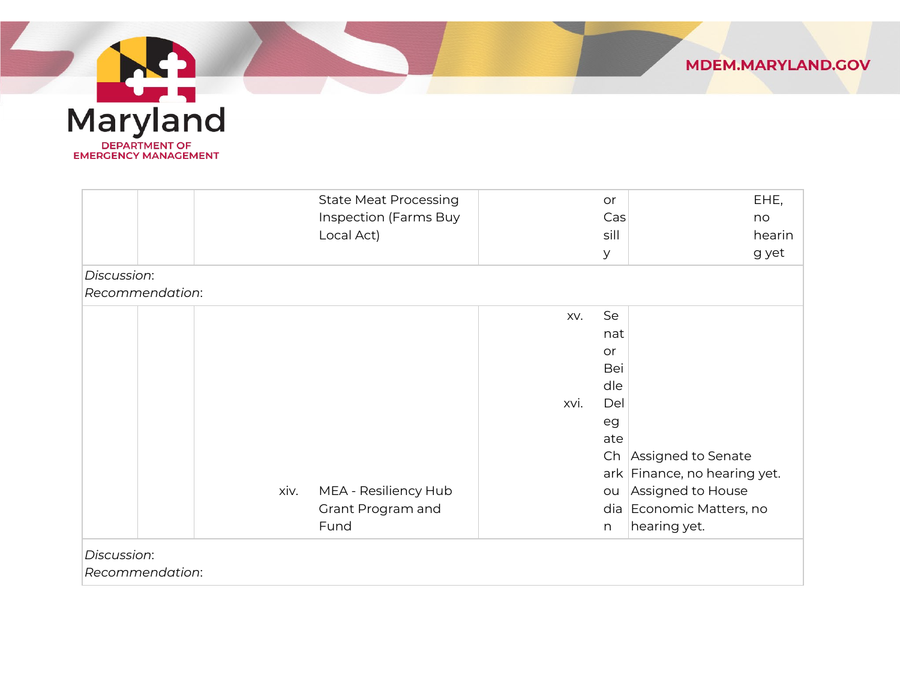| | | | | | |
|---|---|---|---|---|---|
| | | State Meat Processing Inspection (Farms Buy Local Act) | | or Cassilly | EHE, no hearing yet |

*Discussion*:
*Recommendation*:

| | | | | | |
|---|---|---|---|---|---|
| | | xiv. MEA - Resiliency Hub Grant Program and Fund | | xv. Senator Beidle<br>xvi. Delegate Charkoudian | Assigned to Senate Finance, no hearing yet. Assigned to House Economic Matters, no hearing yet. |

*Discussion*:
*Recommendation*: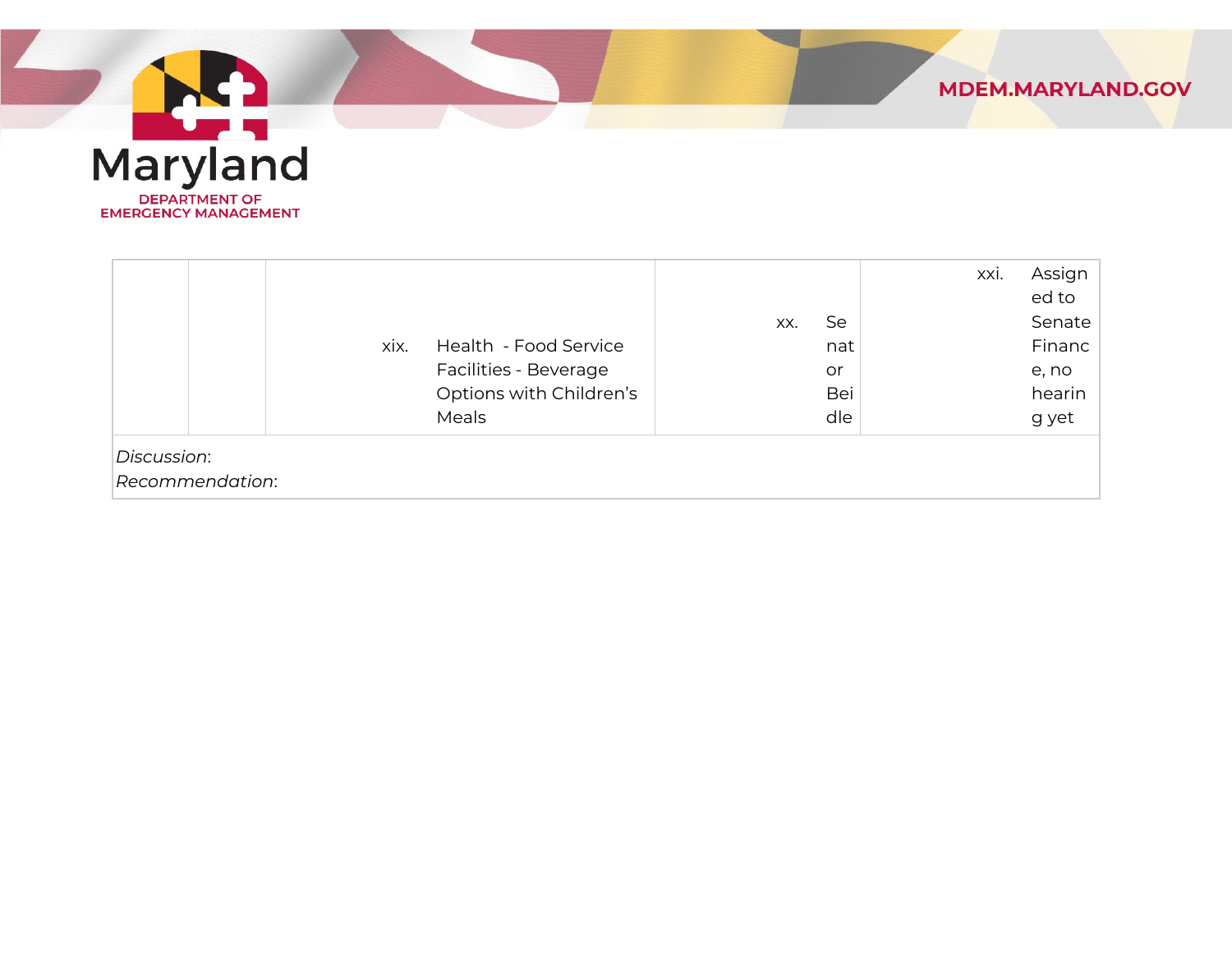| | | | | |
|---|---|---|---|---|
| | | xix. Health - Food Service Facilities - Beverage Options with Children's Meals | xx. Senator Beidle | xxi. Assigned to Senate Finance, no hearing yet |
| *Discussion*:<br>*Recommendation*: | | | | |